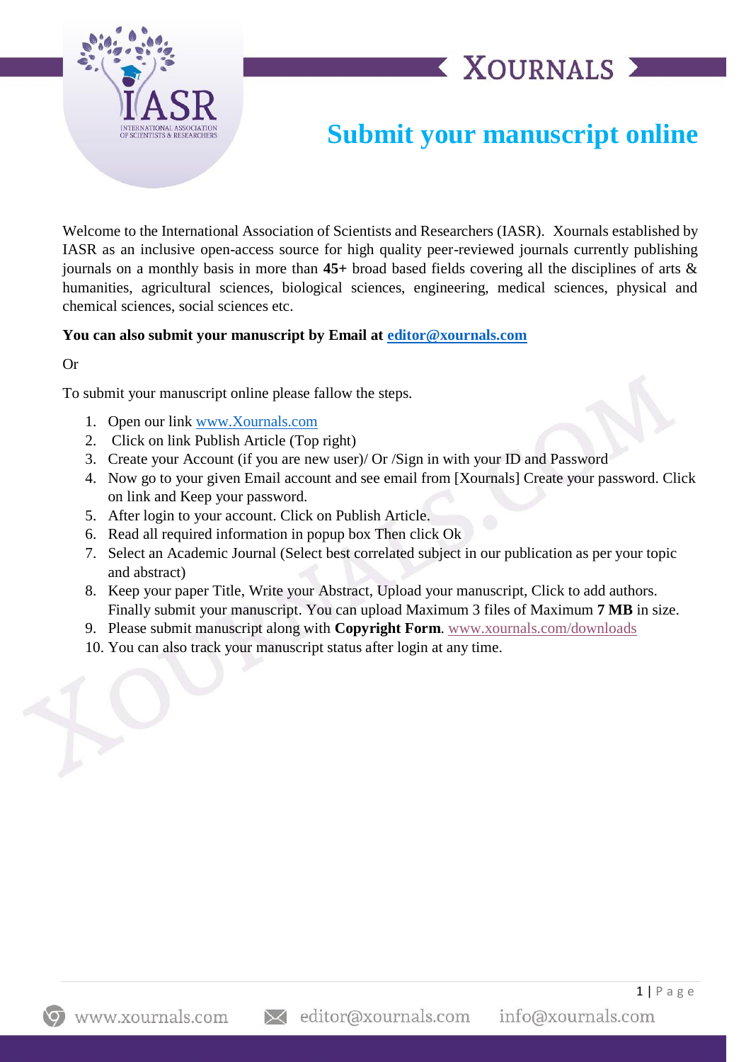# Submit your manuscript online

Welcome to the International Association of Scientists and Researchers (IASR). Xournals established by IASR as an inclusive open-access source for high quality peer-reviewed journals currently publishing journals on a monthly basis in more than **45+** broad based fields covering all the disciplines of arts & humanities, agricultural sciences, biological sciences, engineering, medical sciences, physical and chemical sciences, social sciences etc.

**You can also submit your manuscript by Email at editor@xournals.com**

Or

To submit your manuscript online please fallow the steps.

1. Open our link www.Xournals.com
2. Click on link Publish Article (Top right)
3. Create your Account (if you are new user)/ Or /Sign in with your ID and Password
4. Now go to your given Email account and see email from [Xournals] Create your password. Click on link and Keep your password.
5. After login to your account. Click on Publish Article.
6. Read all required information in popup box Then click Ok
7. Select an Academic Journal (Select best correlated subject in our publication as per your topic and abstract)
8. Keep your paper Title, Write your Abstract, Upload your manuscript, Click to add authors. Finally submit your manuscript. You can upload Maximum 3 files of Maximum **7 MB** in size.
9. Please submit manuscript along with **Copyright Form**. www.xournals.com/downloads
10. You can also track your manuscript status after login at any time.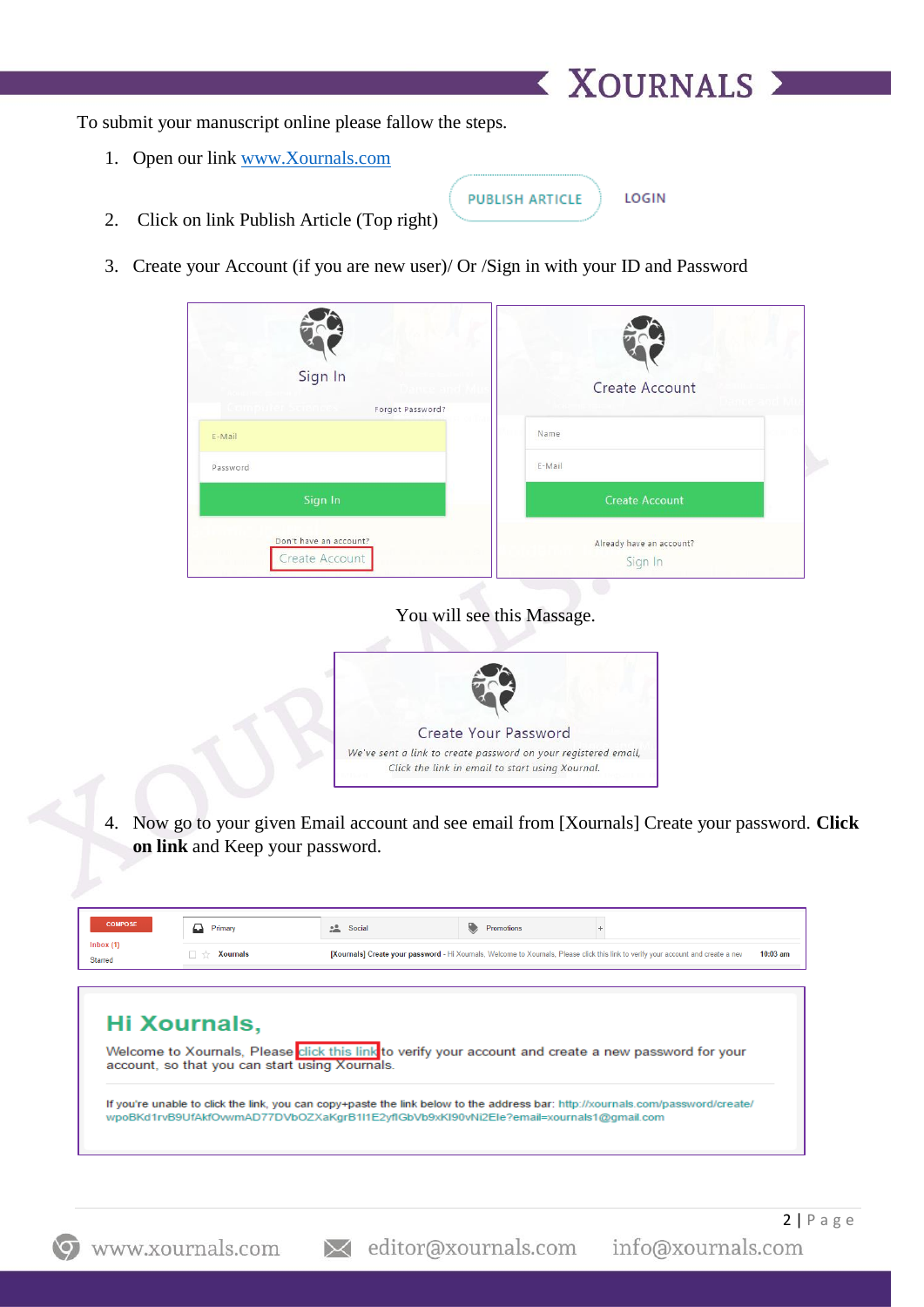To submit your manuscript online please fallow the steps.

1. Open our link [www.Xournals.com](http://www.Xournals.com)
2. Click on link Publish Article (Top right)

PUBLISH ARTICLE LOGIN

3. Create your Account (if you are new user)/ Or /Sign in with your ID and Password

Sign In

Forgot Password?

E-Mail

Password

Sign In

Don't have an account?

Create Account

Create Account

Name

E-Mail

Create Account

Already have an account?

Sign In

You will see this Massage.

Create Your Password

*We've sent a link to create password on your registered email,*
*Click the link in email to start using Xournal.*

4. Now go to your given Email account and see email from [Xournals] Create your password. **Click on link** and Keep your password.

COMPOSE

Inbox (1)

Starred

Primary | Social | Promotions

Xournals [Xournals] Create your password - Hi Xournals, Welcome to Xournals, Please click this link to verify your account and create a new 10:03 am

**Hi Xournals,**

Welcome to Xournals, Please click this link to verify your account and create a new password for your account, so that you can start using Xournals.

If you're unable to click the link, you can copy+paste the link below to the address bar: http://xournals.com/password/create/wpoBKd1rvB9UfAkfOvwmAD77DVbOZXaKgrB1I1E2yflGbVb9xKI90vNi2Ele?email=xournals1@gmail.com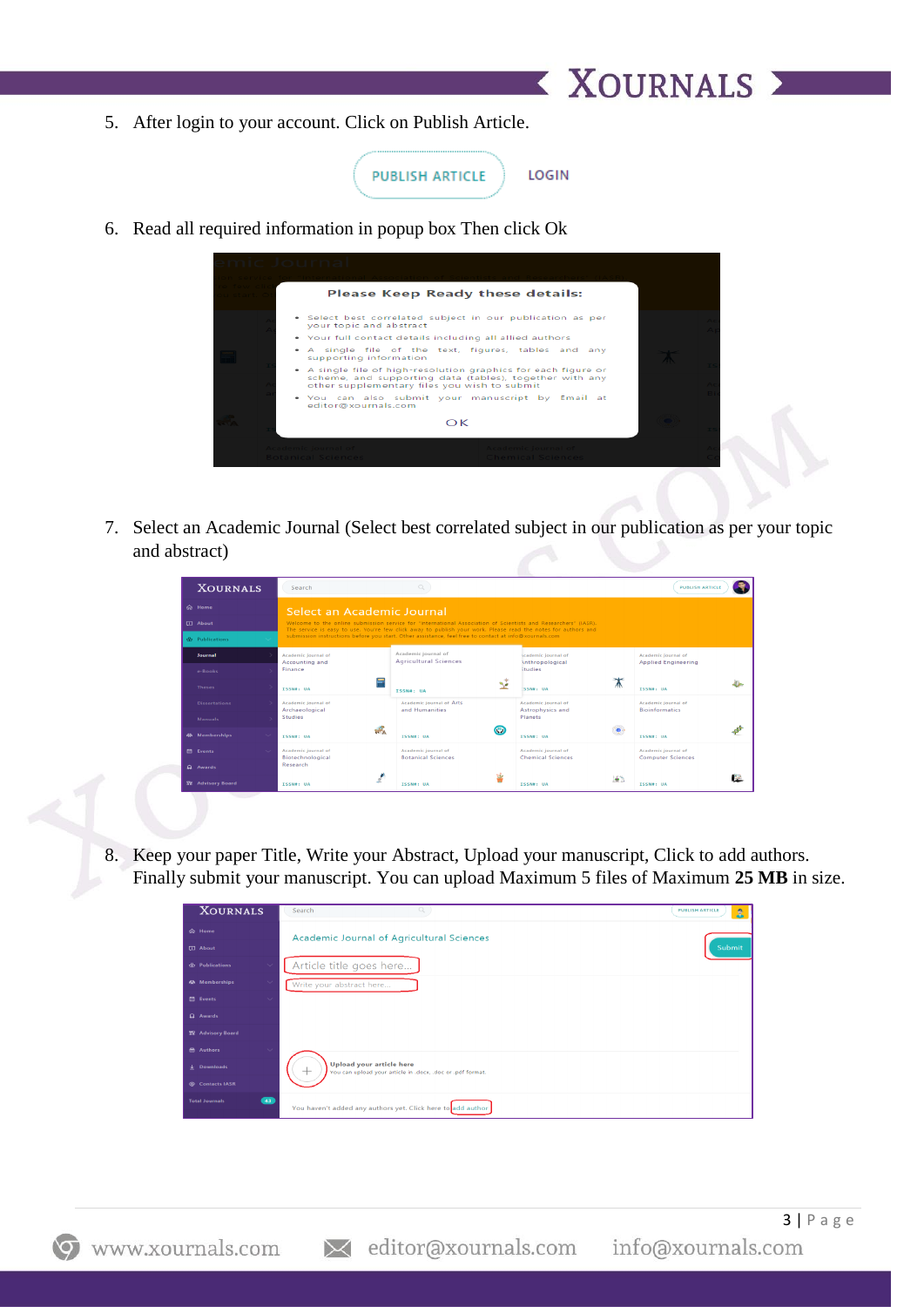5. After login to your account. Click on Publish Article.

6. Read all required information in popup box Then click Ok

7. Select an Academic Journal (Select best correlated subject in our publication as per your topic and abstract)

8. Keep your paper Title, Write your Abstract, Upload your manuscript, Click to add authors. Finally submit your manuscript. You can upload Maximum 5 files of Maximum **25 MB** in size.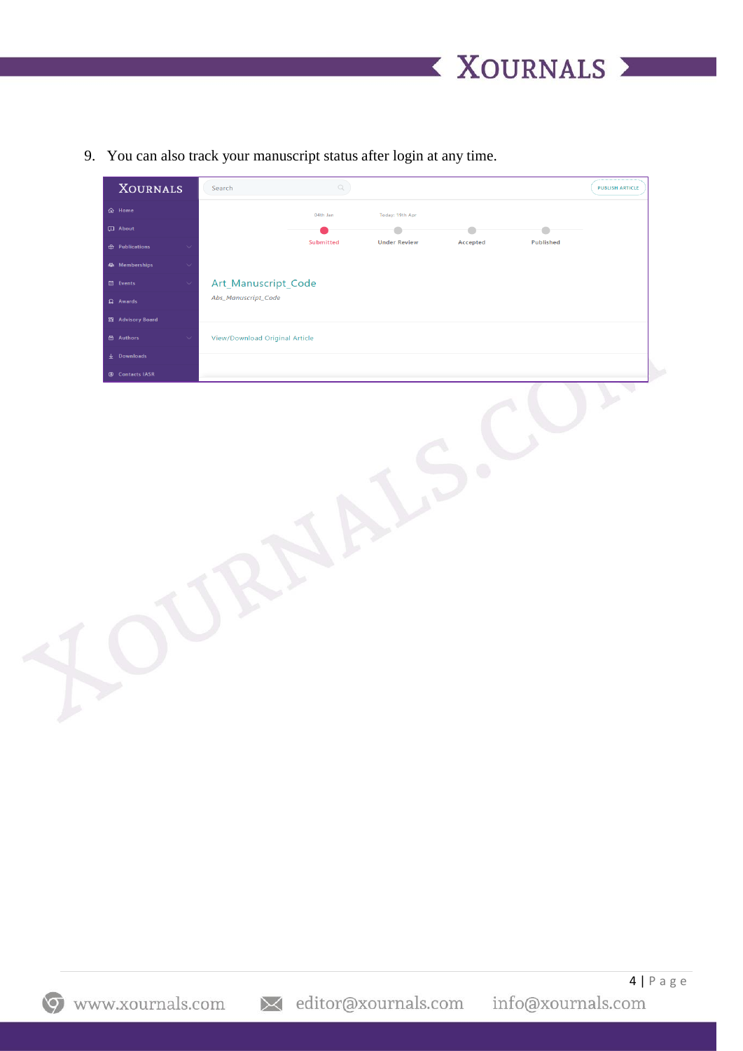9. You can also track your manuscript status after login at any time.